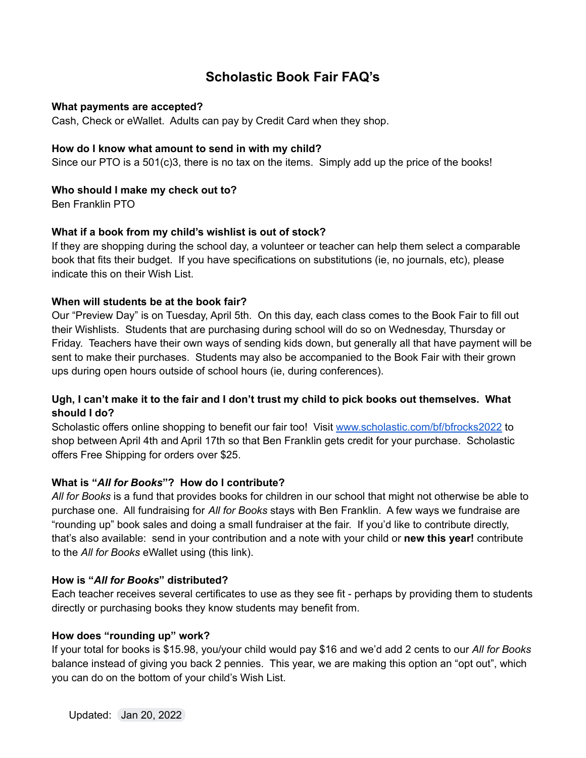# Scholastic Book Fair FAQ's

**What payments are accepted?**
Cash, Check or eWallet. Adults can pay by Credit Card when they shop.

**How do I know what amount to send in with my child?**
Since our PTO is a 501(c)3, there is no tax on the items. Simply add up the price of the books!

**Who should I make my check out to?**
Ben Franklin PTO

**What if a book from my child's wishlist is out of stock?**
If they are shopping during the school day, a volunteer or teacher can help them select a comparable book that fits their budget. If you have specifications on substitutions (ie, no journals, etc), please indicate this on their Wish List.

**When will students be at the book fair?**
Our "Preview Day" is on Tuesday, April 5th. On this day, each class comes to the Book Fair to fill out their Wishlists. Students that are purchasing during school will do so on Wednesday, Thursday or Friday. Teachers have their own ways of sending kids down, but generally all that have payment will be sent to make their purchases. Students may also be accompanied to the Book Fair with their grown ups during open hours outside of school hours (ie, during conferences).

**Ugh, I can't make it to the fair and I don't trust my child to pick books out themselves. What should I do?**
Scholastic offers online shopping to benefit our fair too! Visit [www.scholastic.com/bf/bfrocks2022](www.scholastic.com/bf/bfrocks2022) to shop between April 4th and April 17th so that Ben Franklin gets credit for your purchase. Scholastic offers Free Shipping for orders over $25.

**What is "*All for Books*"? How do I contribute?**
*All for Books* is a fund that provides books for children in our school that might not otherwise be able to purchase one. All fundraising for *All for Books* stays with Ben Franklin. A few ways we fundraise are "rounding up" book sales and doing a small fundraiser at the fair. If you'd like to contribute directly, that's also available: send in your contribution and a note with your child or **new this year!** contribute to the *All for Books* eWallet using (this link).

**How is "*All for Books*" distributed?**
Each teacher receives several certificates to use as they see fit - perhaps by providing them to students directly or purchasing books they know students may benefit from.

**How does "rounding up" work?**
If your total for books is $15.98, you/your child would pay $16 and we'd add 2 cents to our *All for Books* balance instead of giving you back 2 pennies. This year, we are making this option an "opt out", which you can do on the bottom of your child's Wish List.

Updated: Jan 20, 2022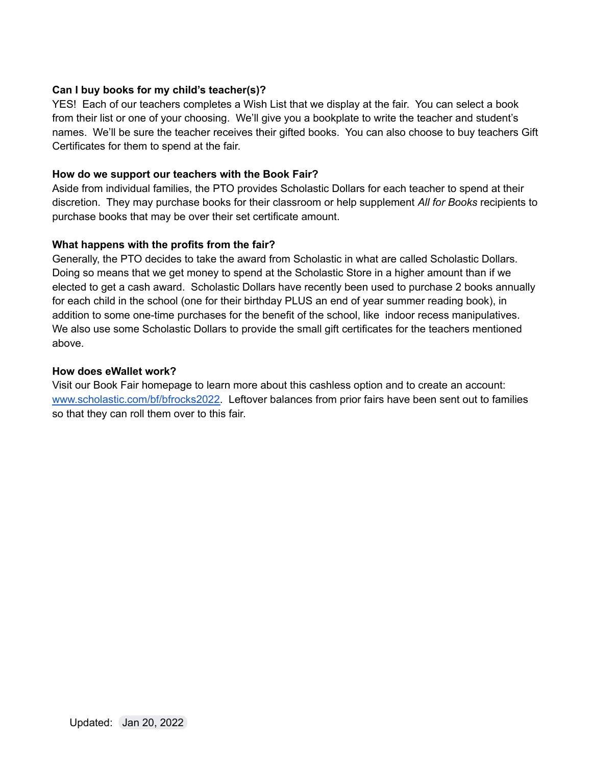**Can I buy books for my child's teacher(s)?**
YES! Each of our teachers completes a Wish List that we display at the fair. You can select a book from their list or one of your choosing. We'll give you a bookplate to write the teacher and student's names. We'll be sure the teacher receives their gifted books. You can also choose to buy teachers Gift Certificates for them to spend at the fair.

**How do we support our teachers with the Book Fair?**
Aside from individual families, the PTO provides Scholastic Dollars for each teacher to spend at their discretion. They may purchase books for their classroom or help supplement *All for Books* recipients to purchase books that may be over their set certificate amount.

**What happens with the profits from the fair?**
Generally, the PTO decides to take the award from Scholastic in what are called Scholastic Dollars. Doing so means that we get money to spend at the Scholastic Store in a higher amount than if we elected to get a cash award. Scholastic Dollars have recently been used to purchase 2 books annually for each child in the school (one for their birthday PLUS an end of year summer reading book), in addition to some one-time purchases for the benefit of the school, like indoor recess manipulatives. We also use some Scholastic Dollars to provide the small gift certificates for the teachers mentioned above.

**How does eWallet work?**
Visit our Book Fair homepage to learn more about this cashless option and to create an account: [www.scholastic.com/bf/bfrocks2022](www.scholastic.com/bf/bfrocks2022). Leftover balances from prior fairs have been sent out to families so that they can roll them over to this fair.

Updated: Jan 20, 2022